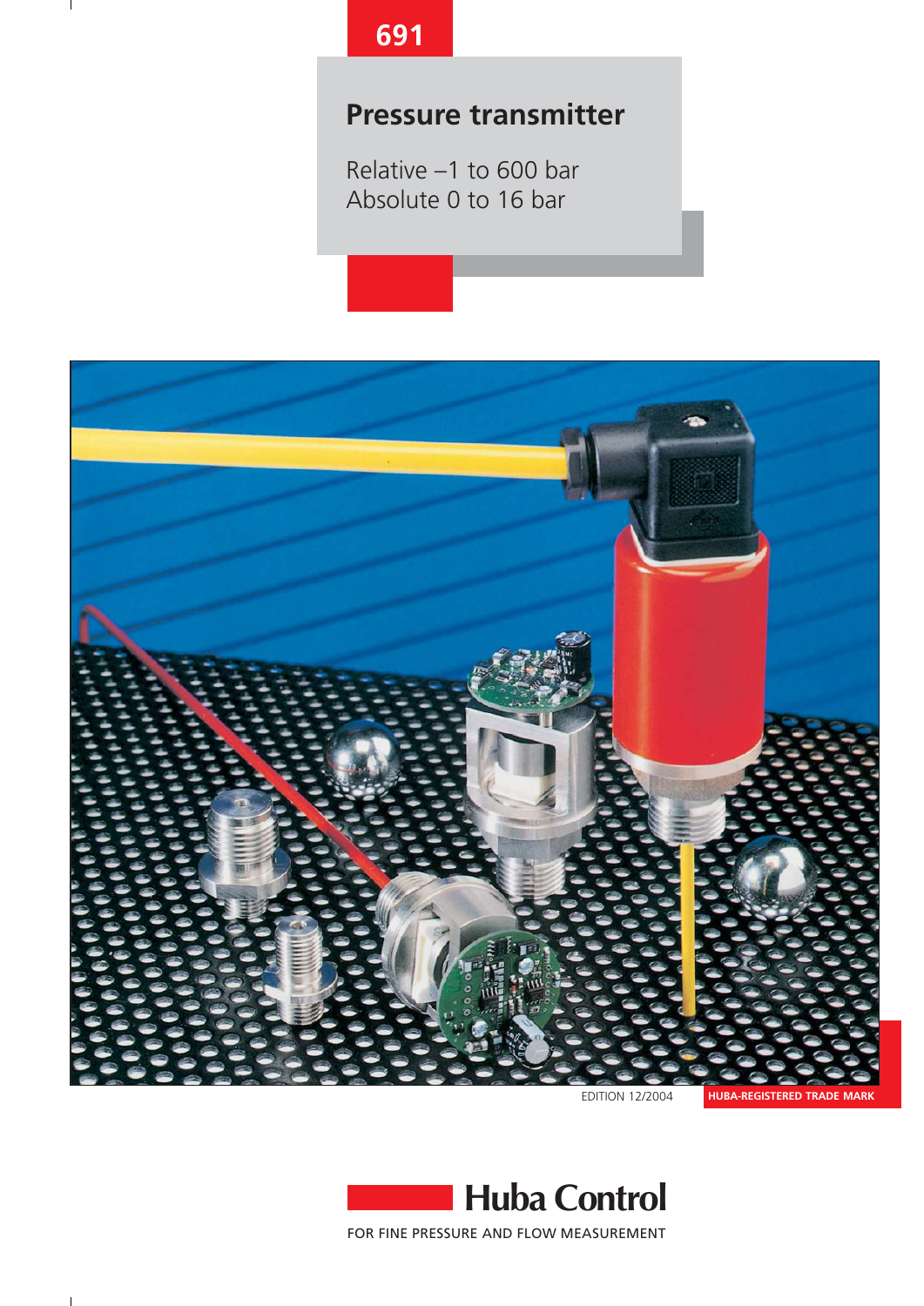691

# Pressure transmitter

Relative –1 to 600 bar
Absolute 0 to 16 bar

EDITION 12/2004

**HUBA-REGISTERED TRADE MARK**

**Huba Control**

FOR FINE PRESSURE AND FLOW MEASUREMENT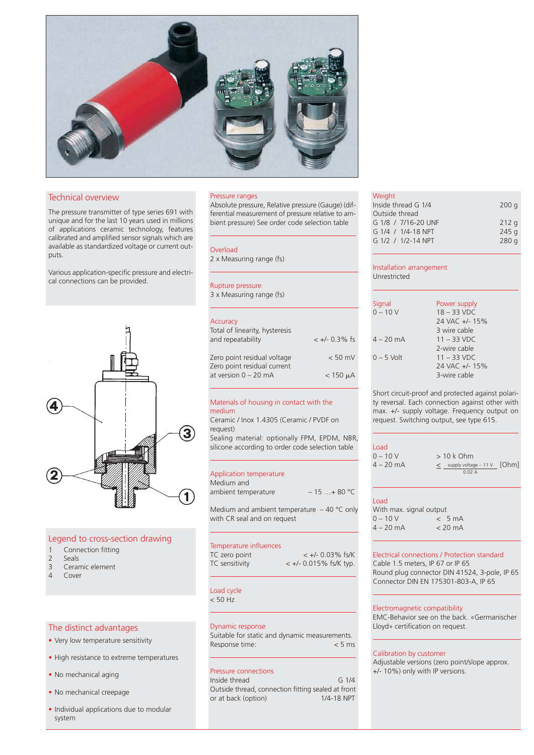## Technical overview

The pressure transmitter of type series 691 with unique and for the last 10 years used in millions of applications ceramic technology, features calibrated and amplified sensor signals which are available as standardized voltage or current outputs.

Various application-specific pressure and electrical connections can be provided.

## Legend to cross-section drawing

1. Connection fitting
2. Seals
3. Ceramic element
4. Cover

## The distinct advantages

- Very low temperature sensitivity
- High resistance to extreme temperatures
- No mechanical aging
- No mechanical creepage
- Individual applications due to modular system

### Pressure ranges

Absolute pressure, Relative pressure (Gauge) (differential measurement of pressure relative to ambient pressure) See order code selection table

### Overload

2 x Measuring range (fs)

### Rupture pressure

3 x Measuring range (fs)

### Accuracy

| | |
|---|---|
| Total of linearity, hysteresis and repeatability | < +/- 0.3% fs |
| Zero point residual voltage | < 50 mV |
| Zero point residual current at version 0 – 20 mA | < 150 µA |

### Materials of housing in contact with the medium

Ceramic / Inox 1.4305 (Ceramic / PVDF on request)
Sealing material: optionally FPM, EPDM, NBR, silicone according to order code selection table

### Application temperature

| | |
|---|---|
| Medium and ambient temperature | – 15 ...+ 80 °C |

Medium and ambient temperature – 40 °C only with CR seal and on request

### Temperature influences

| | |
|---|---|
| TC zero point | < +/- 0.03% fs/K |
| TC sensitivity | < +/- 0.015% fs/K typ. |

### Load cycle

< 50 Hz

### Dynamic response

Suitable for static and dynamic measurements.
Response time: < 5 ms

### Pressure connections

| | |
|---|---|
| Inside thread | G 1/4 |
| Outside thread, connection fitting sealed at front or at back (option) | 1/4-18 NPT |

### Weight

| | |
|---|---|
| Inside thread G 1/4 | 200 g |
| Outside thread | |
| G 1/8 / 7/16-20 UNF | 212 g |
| G 1/4 / 1/4-18 NPT | 245 g |
| G 1/2 / 1/2-14 NPT | 280 g |

### Installation arrangement

Unrestricted

| Signal | Power supply |
|---|---|
| 0 – 10 V | 18 – 33 VDC<br>24 VAC +/- 15%<br>3 wire cable |
| 4 – 20 mA | 11 – 33 VDC<br>2-wire cable |
| 0 – 5 Volt | 11 – 33 VDC<br>24 VAC +/- 15%<br>3-wire cable |

Short circuit-proof and protected against polarity reversal. Each connection against other with max. +/- supply voltage. Frequency output on request. Switching output, see type 615.

### Load

| | |
|---|---|
| 0 – 10 V | > 10 k Ohm |
| 4 – 20 mA | $\leq \frac{\text{supply voltage} - 11\ \text{V}}{0.02\ \text{A}}$ [Ohm] |

### Load

With max. signal output

| | |
|---|---|
| 0 – 10 V | < 5 mA |
| 4 – 20 mA | < 20 mA |

### Electrical connections / Protection standard

Cable 1.5 meters, IP 67 or IP 65
Round plug connector DIN 41524, 3-pole, IP 65
Connector DIN EN 175301-803-A, IP 65

### Electromagnetic compatibility

EMC-Behavior see on the back. «Germanischer Lloyd» certification on request.

### Calibration by customer

Adjustable versions (zero point/slope approx. +/- 10%) only with IP versions.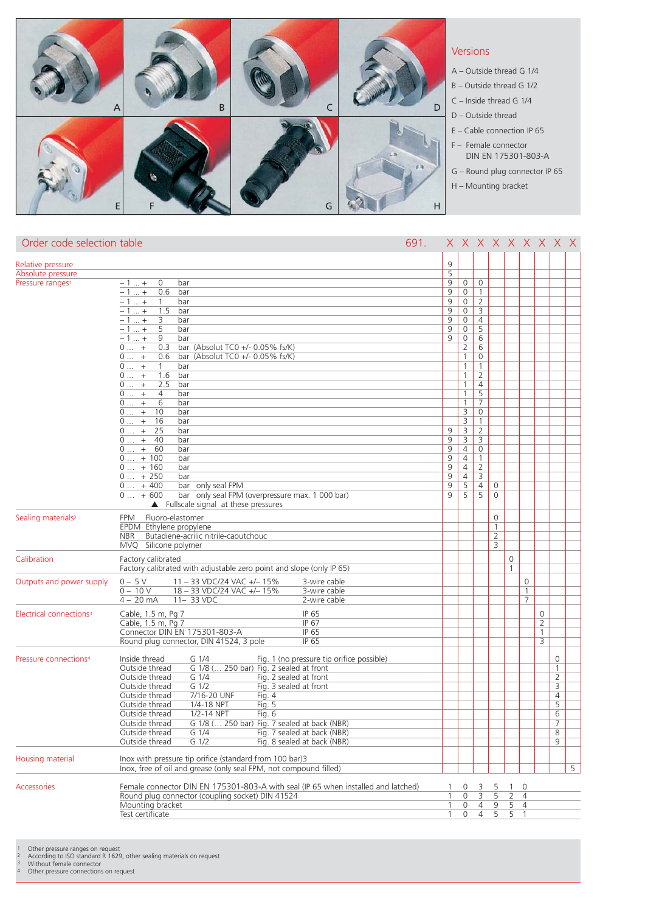## Versions

A – Outside thread G 1/4
B – Outside thread G 1/2
C – Inside thread G 1/4
D – Outside thread
E – Cable connection IP 65
F – Female connector DIN EN 175301-803-A
G – Round plug connector IP 65
H – Mounting bracket

## Order code selection table

| | | 691. | X | X | X | X | X | X | X | X | X |
|---|---|---|---|---|---|---|---|---|---|---|---|
| Relative pressure | | | 9 | | | | | | | | |
| Absolute pressure | | | 5 | | | | | | | | |
| Pressure ranges[1] | – 1 ... + 0 bar | | 9 | 0 | 0 | | | | | | |
| | – 1 ... + 0.6 bar | | 9 | 0 | 1 | | | | | | |
| | – 1 ... + 1 bar | | 9 | 0 | 2 | | | | | | |
| | – 1 ... + 1.5 bar | | 9 | 0 | 3 | | | | | | |
| | – 1 ... + 3 bar | | 9 | 0 | 4 | | | | | | |
| | – 1 ... + 5 bar | | 9 | 0 | 5 | | | | | | |
| | – 1 ... + 9 bar | | 9 | 0 | 6 | | | | | | |
| | 0 ... + 0.3 bar (Absolut TC0 +/- 0.05% fs/K) | | | 2 | 6 | | | | | | |
| | 0 ... + 0.6 bar (Absolut TC0 +/- 0.05% fs/K) | | | 1 | 0 | | | | | | |
| | 0 ... + 1 bar | | | 1 | 1 | | | | | | |
| | 0 ... + 1.6 bar | | | 1 | 2 | | | | | | |
| | 0 ... + 2.5 bar | | | 1 | 4 | | | | | | |
| | 0 ... + 4 bar | | | 1 | 5 | | | | | | |
| | 0 ... + 6 bar | | | 1 | 7 | | | | | | |
| | 0 ... + 10 bar | | | 3 | 0 | | | | | | |
| | 0 ... + 16 bar | | | 3 | 1 | | | | | | |
| | 0 ... + 25 bar | | 9 | 3 | 2 | | | | | | |
| | 0 ... + 40 bar | | 9 | 3 | 3 | | | | | | |
| | 0 ... + 60 bar | | 9 | 4 | 0 | | | | | | |
| | 0 ... + 100 bar | | 9 | 4 | 1 | | | | | | |
| | 0 ... + 160 bar | | 9 | 4 | 2 | | | | | | |
| | 0 ... + 250 bar | | 9 | 4 | 3 | | | | | | |
| | 0 ... + 400 bar only seal FPM | | 9 | 5 | 4 | 0 | | | | | |
| | 0 ... + 600 bar only seal FPM (overpressure max. 1 000 bar) | | 9 | 5 | 5 | 0 | | | | | |
| | ▲ Fullscale signal at these pressures | | | | | | | | | | |
| Sealing materials[2] | FPM Fluoro-elastomer | | | | | 0 | | | | | |
| | EPDM Ethylene propylene | | | | | 1 | | | | | |
| | NBR Butadiene-acrilic nitrile-caoutchouc | | | | | 2 | | | | | |
| | MVQ Silicone polymer | | | | | 3 | | | | | |
| Calibration | Factory calibrated | | | | | | 0 | | | | |
| | Factory calibrated with adjustable zero point and slope (only IP 65) | | | | | | 1 | | | | |
| Outputs and power supply | 0 – 5 V 11 – 33 VDC/24 VAC +/– 15% 3-wire cable | | | | | | | 0 | | | |
| | 0 – 10 V 18 – 33 VDC/24 VAC +/– 15% 3-wire cable | | | | | | | 1 | | | |
| | 4 – 20 mA 11– 33 VDC 2-wire cable | | | | | | | 7 | | | |
| Electrical connections[3] | Cable, 1.5 m, Pg 7 IP 65 | | | | | | | | 0 | | |
| | Cable, 1.5 m, Pg 7 IP 67 | | | | | | | | 2 | | |
| | Connector DIN EN 175301-803-A IP 65 | | | | | | | | 1 | | |
| | Round plug connector, DIN 41524, 3 pole IP 65 | | | | | | | | 3 | | |
| Pressure connections[4] | Inside thread G 1/4 Fig. 1 (no pressure tip orifice possible) | | | | | | | | | 0 | |
| | Outside thread G 1/8 (... 250 bar) Fig. 2 sealed at front | | | | | | | | | 1 | |
| | Outside thread G 1/4 Fig. 2 sealed at front | | | | | | | | | 2 | |
| | Outside thread G 1/2 Fig. 3 sealed at front | | | | | | | | | 3 | |
| | Outside thread 7/16-20 UNF Fig. 4 | | | | | | | | | 4 | |
| | Outside thread 1/4-18 NPT Fig. 5 | | | | | | | | | 5 | |
| | Outside thread 1/2-14 NPT Fig. 6 | | | | | | | | | 6 | |
| | Outside thread G 1/8 (... 250 bar) Fig. 7 sealed at back (NBR) | | | | | | | | | 7 | |
| | Outside thread G 1/4 Fig. 7 sealed at back (NBR) | | | | | | | | | 8 | |
| | Outside thread G 1/2 Fig. 8 sealed at back (NBR) | | | | | | | | | 9 | |
| Housing material | Inox with pressure tip orifice (standard from 100 bar)3 | | | | | | | | | | |
| | Inox, free of oil and grease (only seal FPM, not compound filled) | | | | | | | | | | 5 |
| Accessories | Female connector DIN EN 175301-803-A with seal (IP 65 when installed and latched) | | 1 | 0 | 3 | 5 | 1 | 0 | | | |
| | Round plug connector (coupling socket) DIN 41524 | | 1 | 0 | 3 | 5 | 2 | 4 | | | |
| | Mounting bracket | | 1 | 0 | 4 | 9 | 5 | 4 | | | |
| | Test certificate | | 1 | 0 | 4 | 5 | 5 | 1 | | | |

1 Other pressure ranges on request
2 According to ISO standard R 1629, other sealing materials on request
3 Without female connector
4 Other pressure connections on request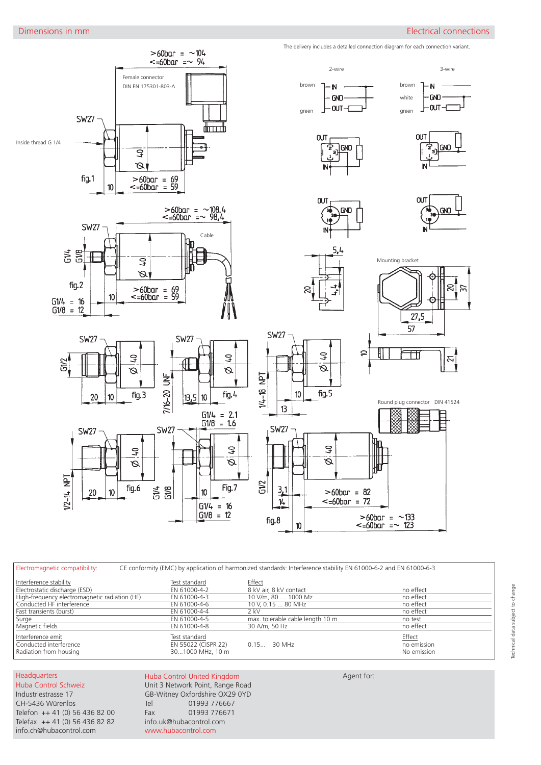## Dimensions in mm

## Electrical connections

The delivery includes a detailed connection diagram for each connection variant.

2-wire

3-wire

brown
IN
GND
OUT
green

brown
IN
white
GND
OUT
green

OUT
GND
IN

OUT
GND
IN

>60bar = ~104
<=60bar =~ 94

Female connector
DIN EN 175301-803-A

SW27

Inside thread G 1/4

40
Ø

fig.1
10
>60bar = 69
<=60bar = 59

>60bar = ~108.4
<=60bar =~ 98,4

SW27

Cable

G1/4
G1/8

40
Ø

fig.2
10
>60bar = 69
<=60bar = 59
G1/4 = 16
G1/8 = 12

5,4
20
4,4

Mounting bracket
20
37
27,5
57

SW27
G1/2
Ø 40
20
10
fig.3

SW27
7/16-20 UNF
Ø 40
13,5
10
fig.4
G1/4 = 2.1
G1/8 = 1.6

SW27
1/4-18 NPT
Ø 40
10
fig.5
13

10
21

Round plug connector DIN 41524

SW27
1/2-14 NPT
Ø 40
20
10
fig.6

SW27
G1/4
G1/8
Ø 40
10
Fig.7
G1/4 = 16
G1/8 = 12

SW27
G1/2
Ø 40
3,1
14
>60bar = 82
<=60bar = 72
fig.8
10
>60bar = ~133
<=60bar =~ 123

| Electromagnetic compatibility: | CE conformity (EMC) by application of harmonized standards: Interference stability EN 61000-6-2 and EN 61000-6-3 | | |
|---|---|---|---|
| Interference stability | Test standard | Effect | |
| Electrostatic discharge (ESD) | EN 61000-4-2 | 8 kV air, 8 kV contact | no effect |
| High-frequency electromagnetic radiation (HF) | EN 61000-4-3 | 10 V/m, 80 ... 1000 Mz | no effect |
| Conducted HF interference | EN 61000-4-6 | 10 V, 0.15 ... 80 MHz | no effect |
| Fast transients (burst) | EN 61000-4-4 | 2 kV | no effect |
| Surge | EN 61000-4-5 | max. tolerable cable length 10 m | no test |
| Magnetic fields | EN 61000-4-8 | 30 A/m, 50 Hz | no effect |
| Interference emit | Test standard | | Effect |
| Conducted interference | EN 55022 (CISPR 22) | 0.15... 30 MHz | no emission |
| Radiation from housing | 30...1000 MHz, 10 m | | No emission |

Technical data subject to change

Headquarters
Huba Control Schweiz
Industriestrasse 17
CH-5436 Würenlos
Telefon ++ 41 (0) 56 436 82 00
Telefax ++ 41 (0) 56 436 82 82
info.ch@hubacontrol.com

Huba Control United Kingdom
Unit 3 Network Point, Range Road
GB-Witney Oxfordshire OX29 0YD
Tel 01993 776667
Fax 01993 776671
info.uk@hubacontrol.com
www.hubacontrol.com

Agent for: